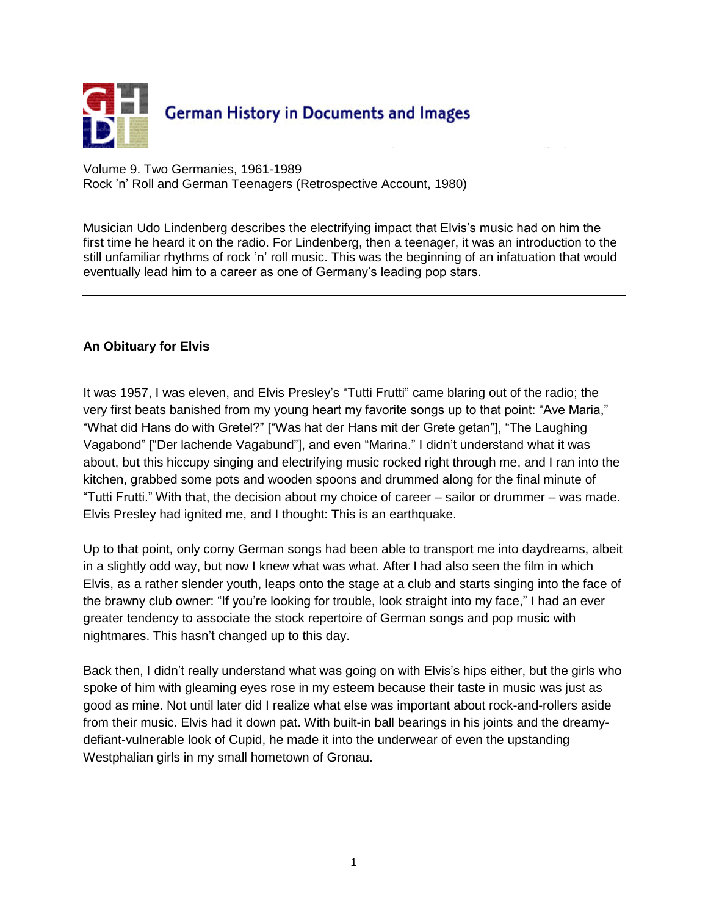German History in Documents and Images

Volume 9. Two Germanies, 1961-1989
Rock 'n' Roll and German Teenagers (Retrospective Account, 1980)

Musician Udo Lindenberg describes the electrifying impact that Elvis's music had on him the first time he heard it on the radio. For Lindenberg, then a teenager, it was an introduction to the still unfamiliar rhythms of rock 'n' roll music. This was the beginning of an infatuation that would eventually lead him to a career as one of Germany's leading pop stars.

---

**An Obituary for Elvis**

It was 1957, I was eleven, and Elvis Presley's "Tutti Frutti" came blaring out of the radio; the very first beats banished from my young heart my favorite songs up to that point: "Ave Maria," "What did Hans do with Gretel?" ["Was hat der Hans mit der Grete getan"], "The Laughing Vagabond" ["Der lachende Vagabund"], and even "Marina." I didn't understand what it was about, but this hiccupy singing and electrifying music rocked right through me, and I ran into the kitchen, grabbed some pots and wooden spoons and drummed along for the final minute of "Tutti Frutti." With that, the decision about my choice of career – sailor or drummer – was made. Elvis Presley had ignited me, and I thought: This is an earthquake.

Up to that point, only corny German songs had been able to transport me into daydreams, albeit in a slightly odd way, but now I knew what was what. After I had also seen the film in which Elvis, as a rather slender youth, leaps onto the stage at a club and starts singing into the face of the brawny club owner: "If you're looking for trouble, look straight into my face," I had an ever greater tendency to associate the stock repertoire of German songs and pop music with nightmares. This hasn't changed up to this day.

Back then, I didn't really understand what was going on with Elvis's hips either, but the girls who spoke of him with gleaming eyes rose in my esteem because their taste in music was just as good as mine. Not until later did I realize what else was important about rock-and-rollers aside from their music. Elvis had it down pat. With built-in ball bearings in his joints and the dreamy-defiant-vulnerable look of Cupid, he made it into the underwear of even the upstanding Westphalian girls in my small hometown of Gronau.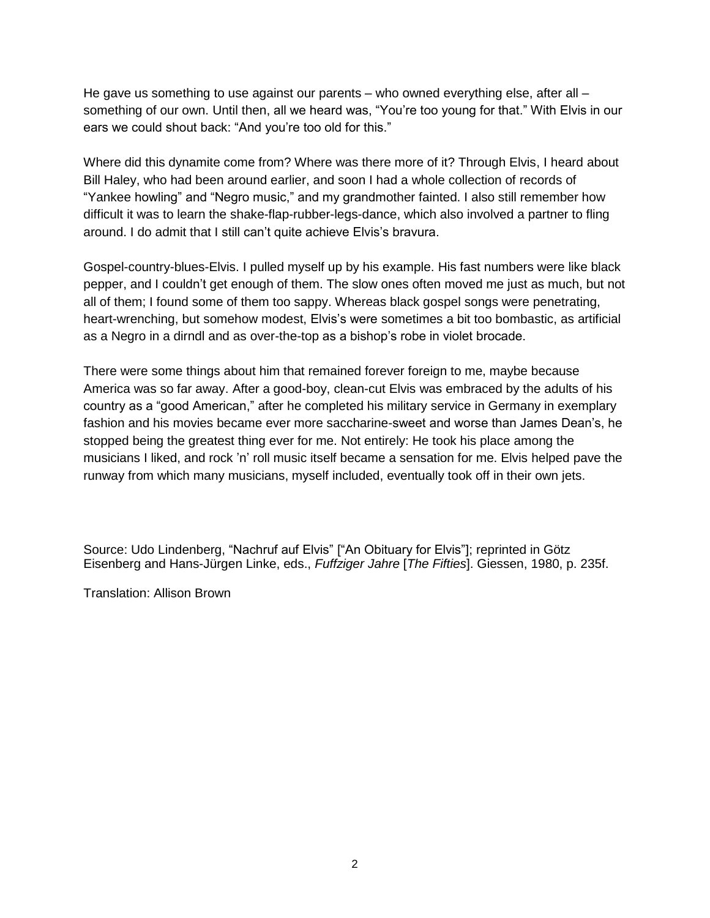He gave us something to use against our parents – who owned everything else, after all – something of our own. Until then, all we heard was, "You're too young for that." With Elvis in our ears we could shout back: "And you're too old for this."

Where did this dynamite come from? Where was there more of it? Through Elvis, I heard about Bill Haley, who had been around earlier, and soon I had a whole collection of records of "Yankee howling" and "Negro music," and my grandmother fainted. I also still remember how difficult it was to learn the shake-flap-rubber-legs-dance, which also involved a partner to fling around. I do admit that I still can't quite achieve Elvis's bravura.

Gospel-country-blues-Elvis. I pulled myself up by his example. His fast numbers were like black pepper, and I couldn't get enough of them. The slow ones often moved me just as much, but not all of them; I found some of them too sappy. Whereas black gospel songs were penetrating, heart-wrenching, but somehow modest, Elvis's were sometimes a bit too bombastic, as artificial as a Negro in a dirndl and as over-the-top as a bishop's robe in violet brocade.

There were some things about him that remained forever foreign to me, maybe because America was so far away. After a good-boy, clean-cut Elvis was embraced by the adults of his country as a "good American," after he completed his military service in Germany in exemplary fashion and his movies became ever more saccharine-sweet and worse than James Dean's, he stopped being the greatest thing ever for me. Not entirely: He took his place among the musicians I liked, and rock 'n' roll music itself became a sensation for me. Elvis helped pave the runway from which many musicians, myself included, eventually took off in their own jets.

Source: Udo Lindenberg, "Nachruf auf Elvis" ["An Obituary for Elvis"]; reprinted in Götz Eisenberg and Hans-Jürgen Linke, eds., *Fuffziger Jahre* [*The Fifties*]. Giessen, 1980, p. 235f.

Translation: Allison Brown